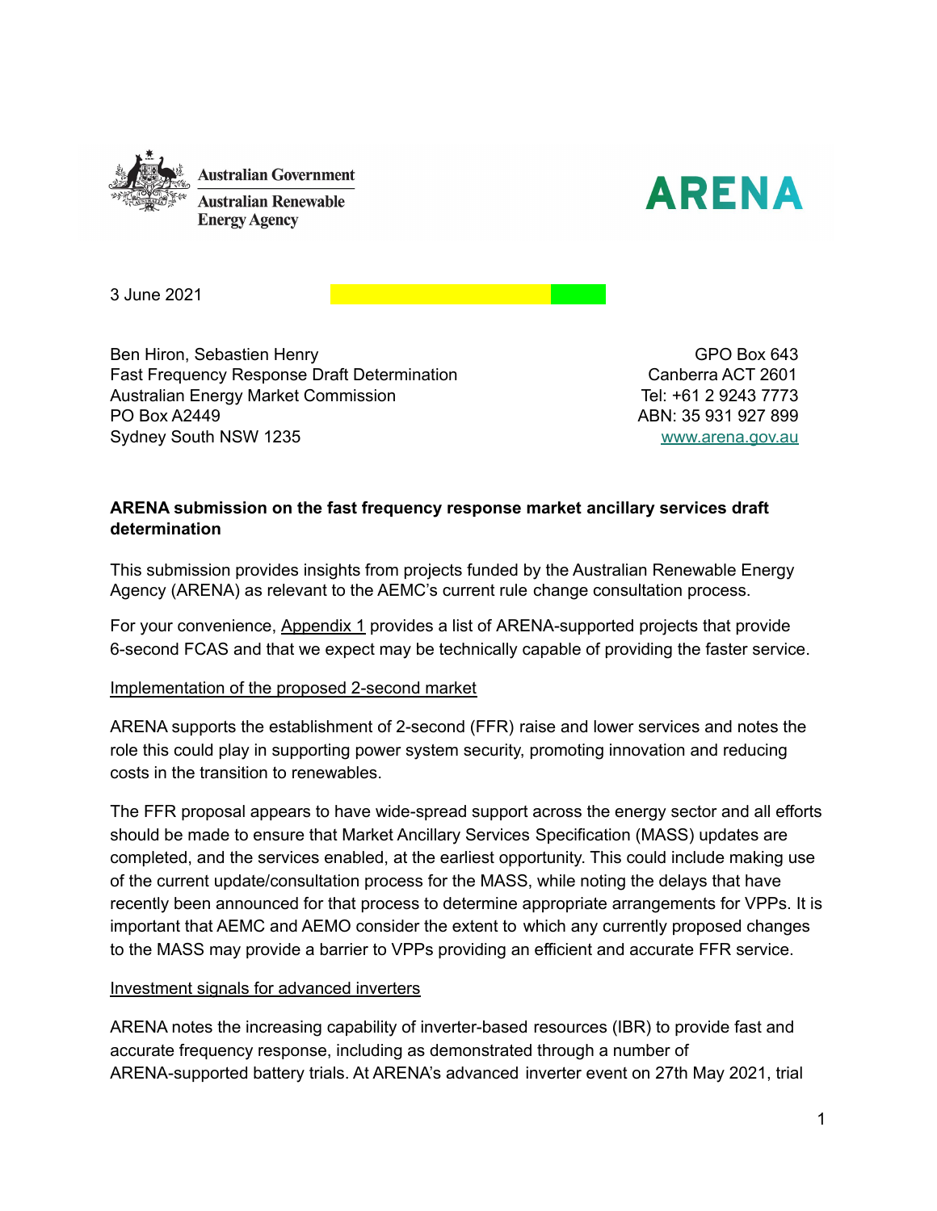Australian Government
Australian Renewable Energy Agency

ARENA

3 June 2021

Ben Hiron, Sebastien Henry
Fast Frequency Response Draft Determination
Australian Energy Market Commission
PO Box A2449
Sydney South NSW 1235

GPO Box 643
Canberra ACT 2601
Tel: +61 2 9243 7773
ABN: 35 931 927 899
www.arena.gov.au

**ARENA submission on the fast frequency response market ancillary services draft determination**

This submission provides insights from projects funded by the Australian Renewable Energy Agency (ARENA) as relevant to the AEMC's current rule change consultation process.

For your convenience, Appendix 1 provides a list of ARENA-supported projects that provide 6-second FCAS and that we expect may be technically capable of providing the faster service.

Implementation of the proposed 2-second market

ARENA supports the establishment of 2-second (FFR) raise and lower services and notes the role this could play in supporting power system security, promoting innovation and reducing costs in the transition to renewables.

The FFR proposal appears to have wide-spread support across the energy sector and all efforts should be made to ensure that Market Ancillary Services Specification (MASS) updates are completed, and the services enabled, at the earliest opportunity. This could include making use of the current update/consultation process for the MASS, while noting the delays that have recently been announced for that process to determine appropriate arrangements for VPPs. It is important that AEMC and AEMO consider the extent to which any currently proposed changes to the MASS may provide a barrier to VPPs providing an efficient and accurate FFR service.

Investment signals for advanced inverters

ARENA notes the increasing capability of inverter-based resources (IBR) to provide fast and accurate frequency response, including as demonstrated through a number of ARENA-supported battery trials. At ARENA's advanced inverter event on 27th May 2021, trial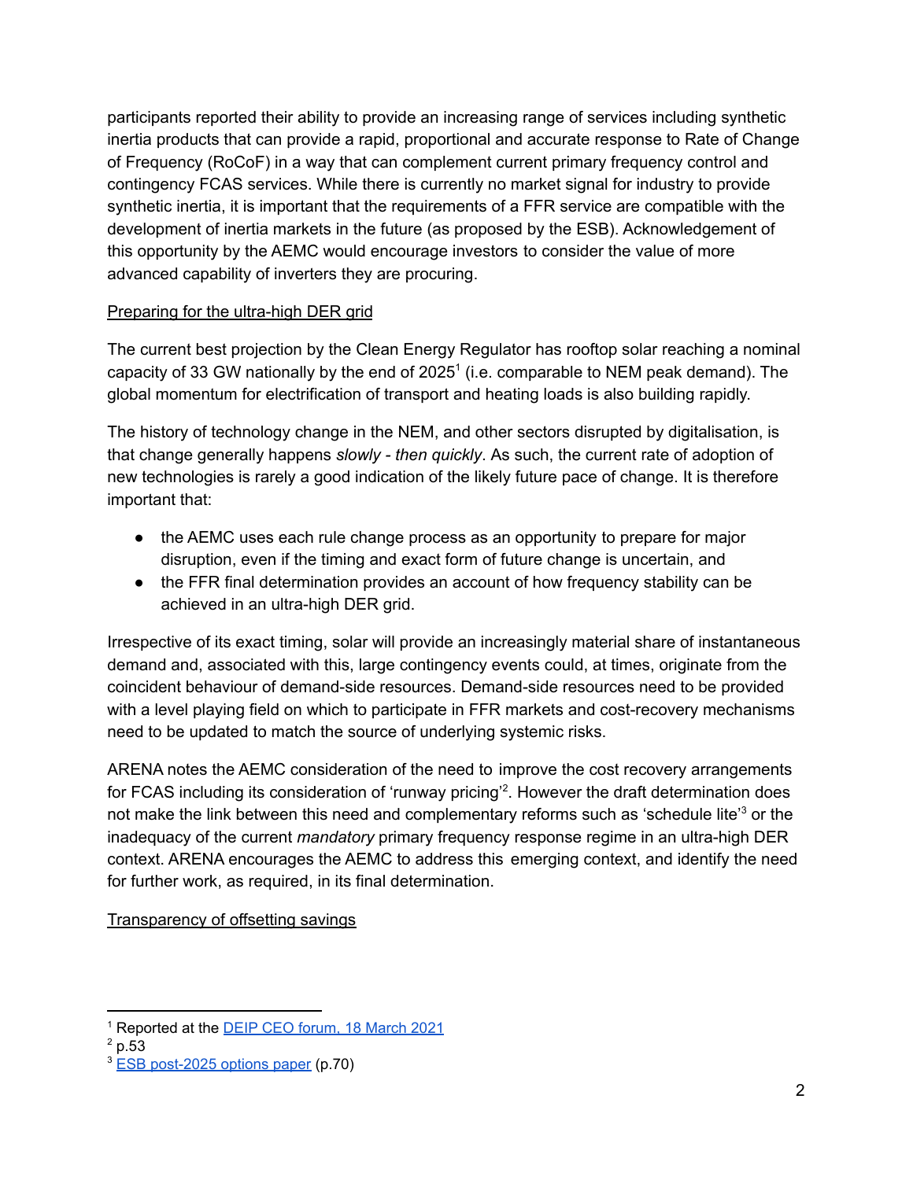participants reported their ability to provide an increasing range of services including synthetic inertia products that can provide a rapid, proportional and accurate response to Rate of Change of Frequency (RoCoF) in a way that can complement current primary frequency control and contingency FCAS services. While there is currently no market signal for industry to provide synthetic inertia, it is important that the requirements of a FFR service are compatible with the development of inertia markets in the future (as proposed by the ESB). Acknowledgement of this opportunity by the AEMC would encourage investors to consider the value of more advanced capability of inverters they are procuring.

<u>Preparing for the ultra-high DER grid</u>

The current best projection by the Clean Energy Regulator has rooftop solar reaching a nominal capacity of 33 GW nationally by the end of 2025[1] (i.e. comparable to NEM peak demand). The global momentum for electrification of transport and heating loads is also building rapidly.

The history of technology change in the NEM, and other sectors disrupted by digitalisation, is that change generally happens *slowly - then quickly*. As such, the current rate of adoption of new technologies is rarely a good indication of the likely future pace of change. It is therefore important that:

- the AEMC uses each rule change process as an opportunity to prepare for major disruption, even if the timing and exact form of future change is uncertain, and
- the FFR final determination provides an account of how frequency stability can be achieved in an ultra-high DER grid.

Irrespective of its exact timing, solar will provide an increasingly material share of instantaneous demand and, associated with this, large contingency events could, at times, originate from the coincident behaviour of demand-side resources. Demand-side resources need to be provided with a level playing field on which to participate in FFR markets and cost-recovery mechanisms need to be updated to match the source of underlying systemic risks.

ARENA notes the AEMC consideration of the need to improve the cost recovery arrangements for FCAS including its consideration of 'runway pricing'[2]. However the draft determination does not make the link between this need and complementary reforms such as 'schedule lite'[3] or the inadequacy of the current *mandatory* primary frequency response regime in an ultra-high DER context. ARENA encourages the AEMC to address this emerging context, and identify the need for further work, as required, in its final determination.

<u>Transparency of offsetting savings</u>

---

[1] Reported at the [DEIP CEO forum, 18 March 2021]

[2] p.53

[3] [ESB post-2025 options paper] (p.70)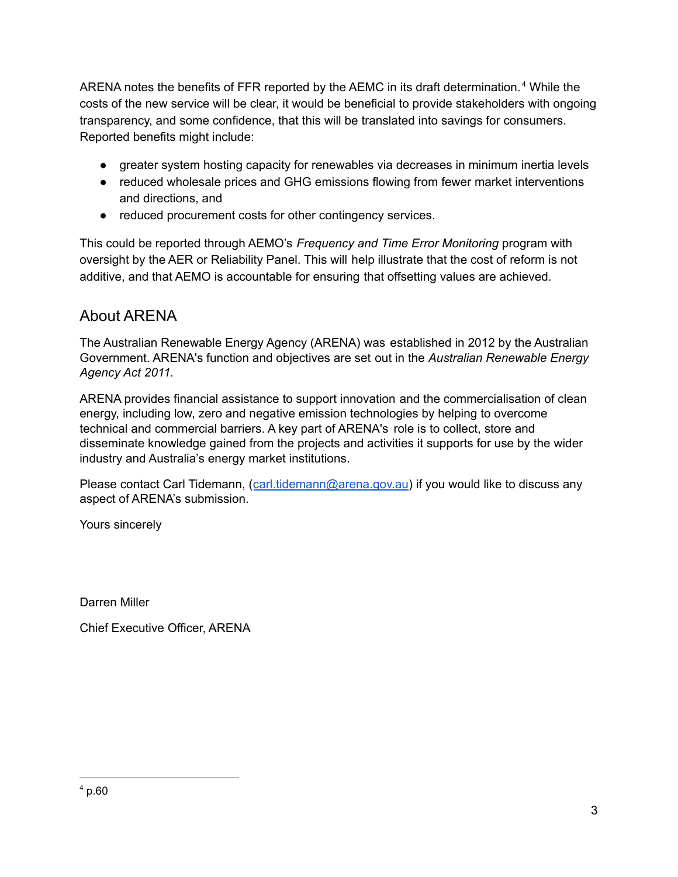ARENA notes the benefits of FFR reported by the AEMC in its draft determination.[4] While the costs of the new service will be clear, it would be beneficial to provide stakeholders with ongoing transparency, and some confidence, that this will be translated into savings for consumers. Reported benefits might include:

- greater system hosting capacity for renewables via decreases in minimum inertia levels
- reduced wholesale prices and GHG emissions flowing from fewer market interventions and directions, and
- reduced procurement costs for other contingency services.

This could be reported through AEMO's *Frequency and Time Error Monitoring* program with oversight by the AER or Reliability Panel. This will help illustrate that the cost of reform is not additive, and that AEMO is accountable for ensuring that offsetting values are achieved.

## About ARENA

The Australian Renewable Energy Agency (ARENA) was established in 2012 by the Australian Government. ARENA's function and objectives are set out in the *Australian Renewable Energy Agency Act 2011.*

ARENA provides financial assistance to support innovation and the commercialisation of clean energy, including low, zero and negative emission technologies by helping to overcome technical and commercial barriers. A key part of ARENA's role is to collect, store and disseminate knowledge gained from the projects and activities it supports for use by the wider industry and Australia's energy market institutions.

Please contact Carl Tidemann, ([carl.tidemann@arena.gov.au](mailto:carl.tidemann@arena.gov.au)) if you would like to discuss any aspect of ARENA's submission.

Yours sincerely

Darren Miller

Chief Executive Officer, ARENA

---

[4] p.60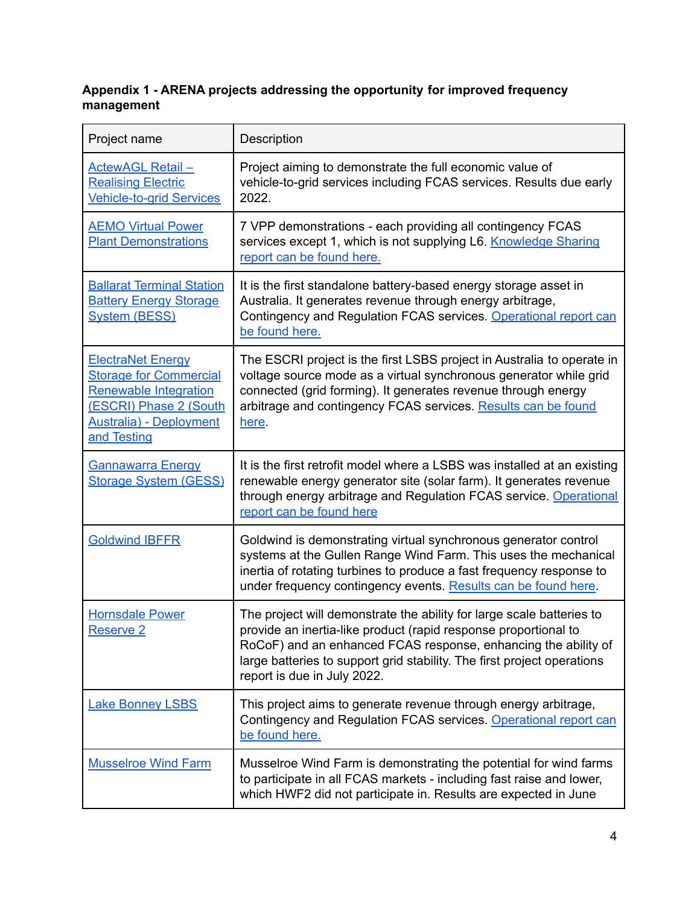**Appendix 1 - ARENA projects addressing the opportunity for improved frequency management**

| Project name | Description |
|---|---|
| ActewAGL Retail – Realising Electric Vehicle-to-grid Services | Project aiming to demonstrate the full economic value of vehicle-to-grid services including FCAS services. Results due early 2022. |
| AEMO Virtual Power Plant Demonstrations | 7 VPP demonstrations - each providing all contingency FCAS services except 1, which is not supplying L6. Knowledge Sharing report can be found here. |
| Ballarat Terminal Station Battery Energy Storage System (BESS) | It is the first standalone battery-based energy storage asset in Australia. It generates revenue through energy arbitrage, Contingency and Regulation FCAS services. Operational report can be found here. |
| ElectraNet Energy Storage for Commercial Renewable Integration (ESCRI) Phase 2 (South Australia) - Deployment and Testing | The ESCRI project is the first LSBS project in Australia to operate in voltage source mode as a virtual synchronous generator while grid connected (grid forming). It generates revenue through energy arbitrage and contingency FCAS services. Results can be found here. |
| Gannawarra Energy Storage System (GESS) | It is the first retrofit model where a LSBS was installed at an existing renewable energy generator site (solar farm). It generates revenue through energy arbitrage and Regulation FCAS service. Operational report can be found here |
| Goldwind IBFFR | Goldwind is demonstrating virtual synchronous generator control systems at the Gullen Range Wind Farm. This uses the mechanical inertia of rotating turbines to produce a fast frequency response to under frequency contingency events. Results can be found here. |
| Hornsdale Power Reserve 2 | The project will demonstrate the ability for large scale batteries to provide an inertia-like product (rapid response proportional to RoCoF) and an enhanced FCAS response, enhancing the ability of large batteries to support grid stability. The first project operations report is due in July 2022. |
| Lake Bonney LSBS | This project aims to generate revenue through energy arbitrage, Contingency and Regulation FCAS services. Operational report can be found here. |
| Musselroe Wind Farm | Musselroe Wind Farm is demonstrating the potential for wind farms to participate in all FCAS markets - including fast raise and lower, which HWF2 did not participate in. Results are expected in June |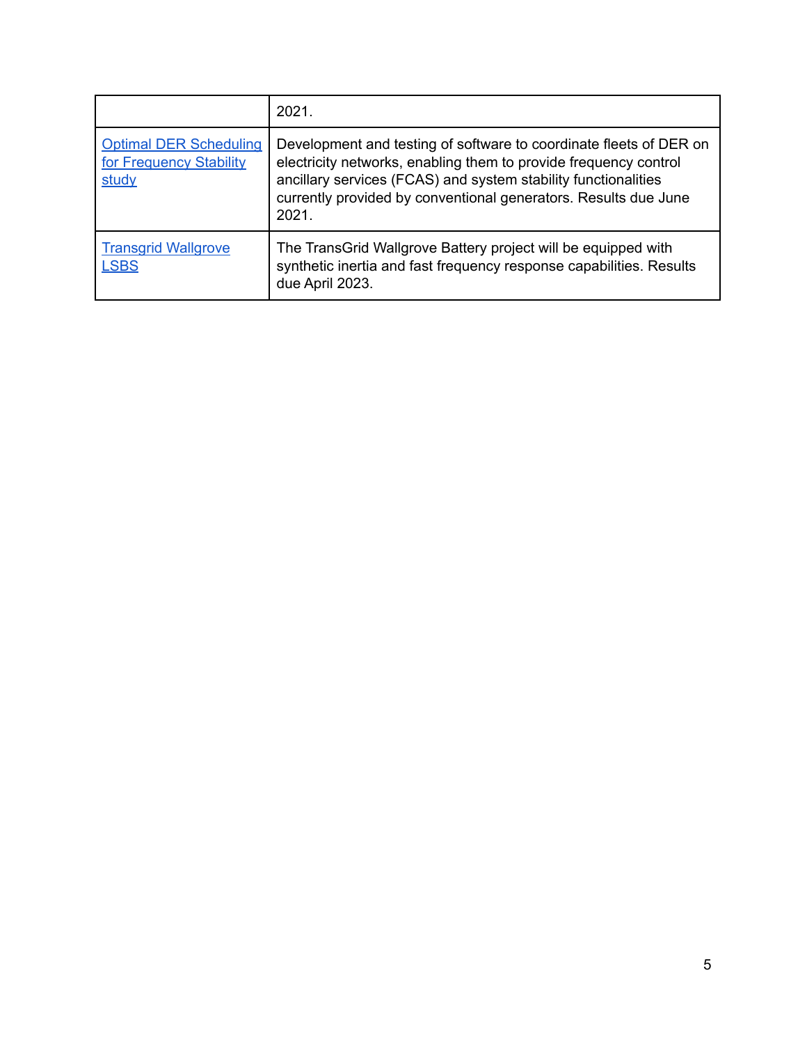| | |
|---|---|
| | 2021. |
| [Optimal DER Scheduling for Frequency Stability study]() | Development and testing of software to coordinate fleets of DER on electricity networks, enabling them to provide frequency control ancillary services (FCAS) and system stability functionalities currently provided by conventional generators. Results due June 2021. |
| [Transgrid Wallgrove LSBS]() | The TransGrid Wallgrove Battery project will be equipped with synthetic inertia and fast frequency response capabilities. Results due April 2023. |